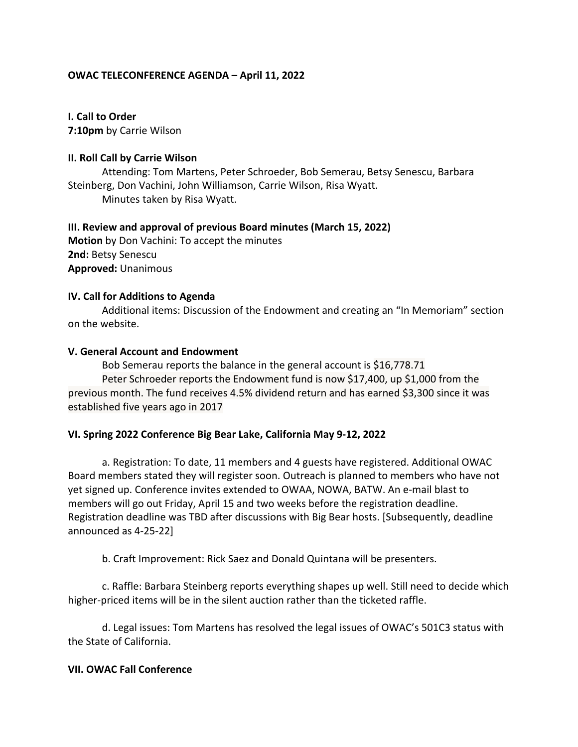**OWAC TELECONFERENCE AGENDA – April 11, 2022**

**I. Call to Order**
**7:10pm** by Carrie Wilson

**II. Roll Call by Carrie Wilson**

Attending: Tom Martens, Peter Schroeder, Bob Semerau, Betsy Senescu, Barbara Steinberg, Don Vachini, John Williamson, Carrie Wilson, Risa Wyatt.

Minutes taken by Risa Wyatt.

**III. Review and approval of previous Board minutes (March 15, 2022)**
**Motion** by Don Vachini: To accept the minutes
**2nd:** Betsy Senescu
**Approved:** Unanimous

**IV. Call for Additions to Agenda**

Additional items: Discussion of the Endowment and creating an "In Memoriam" section on the website.

**V. General Account and Endowment**

Bob Semerau reports the balance in the general account is $16,778.71

Peter Schroeder reports the Endowment fund is now $17,400, up $1,000 from the previous month. The fund receives 4.5% dividend return and has earned $3,300 since it was established five years ago in 2017

**VI. Spring 2022 Conference Big Bear Lake, California May 9-12, 2022**

a. Registration: To date, 11 members and 4 guests have registered. Additional OWAC Board members stated they will register soon. Outreach is planned to members who have not yet signed up. Conference invites extended to OWAA, NOWA, BATW. An e-mail blast to members will go out Friday, April 15 and two weeks before the registration deadline. Registration deadline was TBD after discussions with Big Bear hosts. [Subsequently, deadline announced as 4-25-22]

b. Craft Improvement: Rick Saez and Donald Quintana will be presenters.

c. Raffle: Barbara Steinberg reports everything shapes up well. Still need to decide which higher-priced items will be in the silent auction rather than the ticketed raffle.

d. Legal issues: Tom Martens has resolved the legal issues of OWAC's 501C3 status with the State of California.

**VII. OWAC Fall Conference**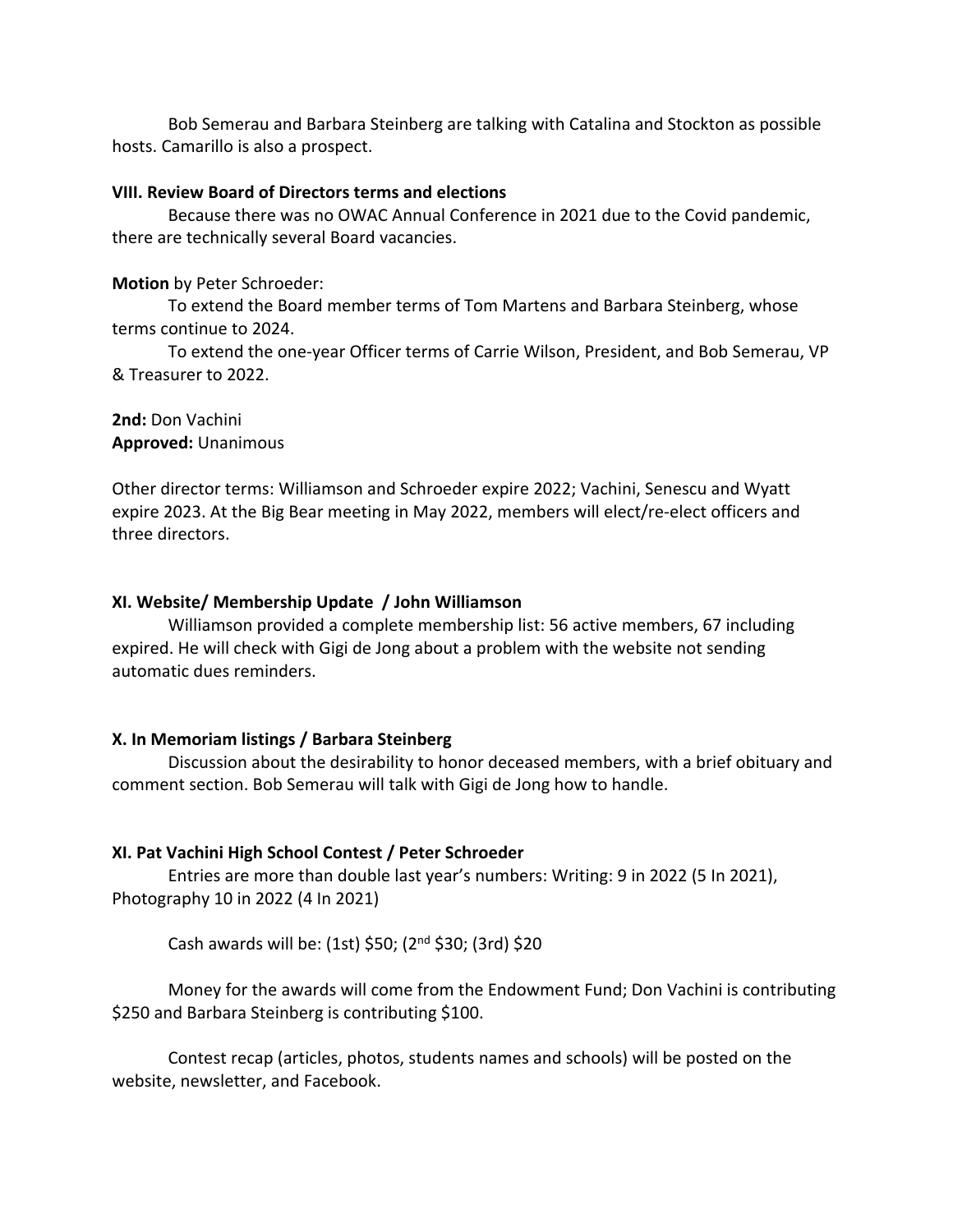Bob Semerau and Barbara Steinberg are talking with Catalina and Stockton as possible hosts. Camarillo is also a prospect.

**VIII. Review Board of Directors terms and elections**

Because there was no OWAC Annual Conference in 2021 due to the Covid pandemic, there are technically several Board vacancies.

**Motion** by Peter Schroeder:

To extend the Board member terms of Tom Martens and Barbara Steinberg, whose terms continue to 2024.

To extend the one-year Officer terms of Carrie Wilson, President, and Bob Semerau, VP & Treasurer to 2022.

**2nd:** Don Vachini
**Approved:** Unanimous

Other director terms: Williamson and Schroeder expire 2022; Vachini, Senescu and Wyatt expire 2023. At the Big Bear meeting in May 2022, members will elect/re-elect officers and three directors.

**XI. Website/ Membership Update / John Williamson**

Williamson provided a complete membership list: 56 active members, 67 including expired. He will check with Gigi de Jong about a problem with the website not sending automatic dues reminders.

**X. In Memoriam listings / Barbara Steinberg**

Discussion about the desirability to honor deceased members, with a brief obituary and comment section. Bob Semerau will talk with Gigi de Jong how to handle.

**XI. Pat Vachini High School Contest / Peter Schroeder**

Entries are more than double last year's numbers: Writing: 9 in 2022 (5 In 2021), Photography 10 in 2022 (4 In 2021)

Cash awards will be: (1st) $50; (2nd $30; (3rd) $20

Money for the awards will come from the Endowment Fund; Don Vachini is contributing $250 and Barbara Steinberg is contributing $100.

Contest recap (articles, photos, students names and schools) will be posted on the website, newsletter, and Facebook.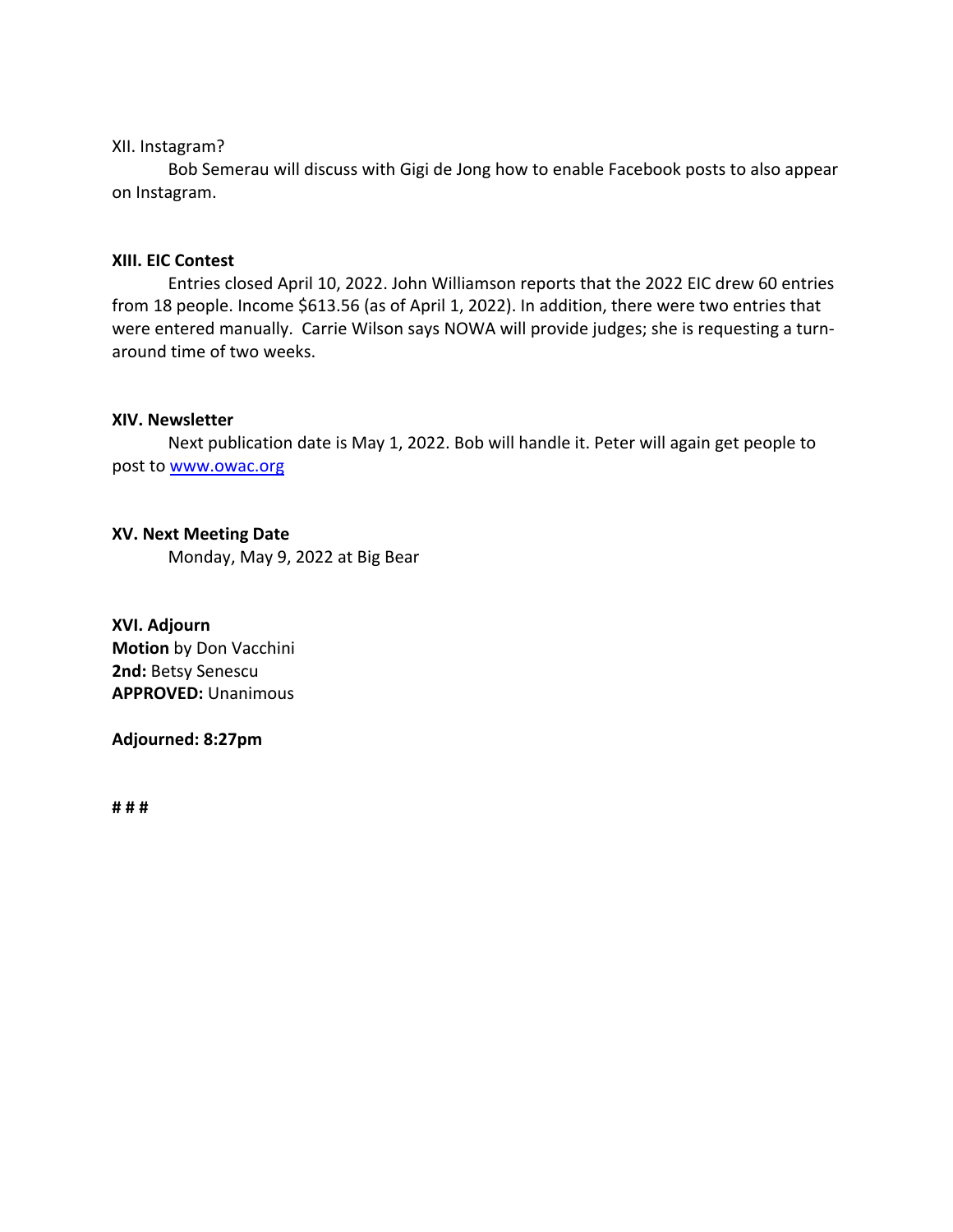XII. Instagram?

Bob Semerau will discuss with Gigi de Jong how to enable Facebook posts to also appear on Instagram.

**XIII. EIC Contest**

Entries closed April 10, 2022. John Williamson reports that the 2022 EIC drew 60 entries from 18 people. Income $613.56 (as of April 1, 2022). In addition, there were two entries that were entered manually. Carrie Wilson says NOWA will provide judges; she is requesting a turn-around time of two weeks.

**XIV. Newsletter**

Next publication date is May 1, 2022. Bob will handle it. Peter will again get people to post to [www.owac.org](www.owac.org)

**XV. Next Meeting Date**

Monday, May 9, 2022 at Big Bear

**XVI. Adjourn**
**Motion** by Don Vacchini
**2nd:** Betsy Senescu
**APPROVED:** Unanimous

**Adjourned: 8:27pm**

**# # #**